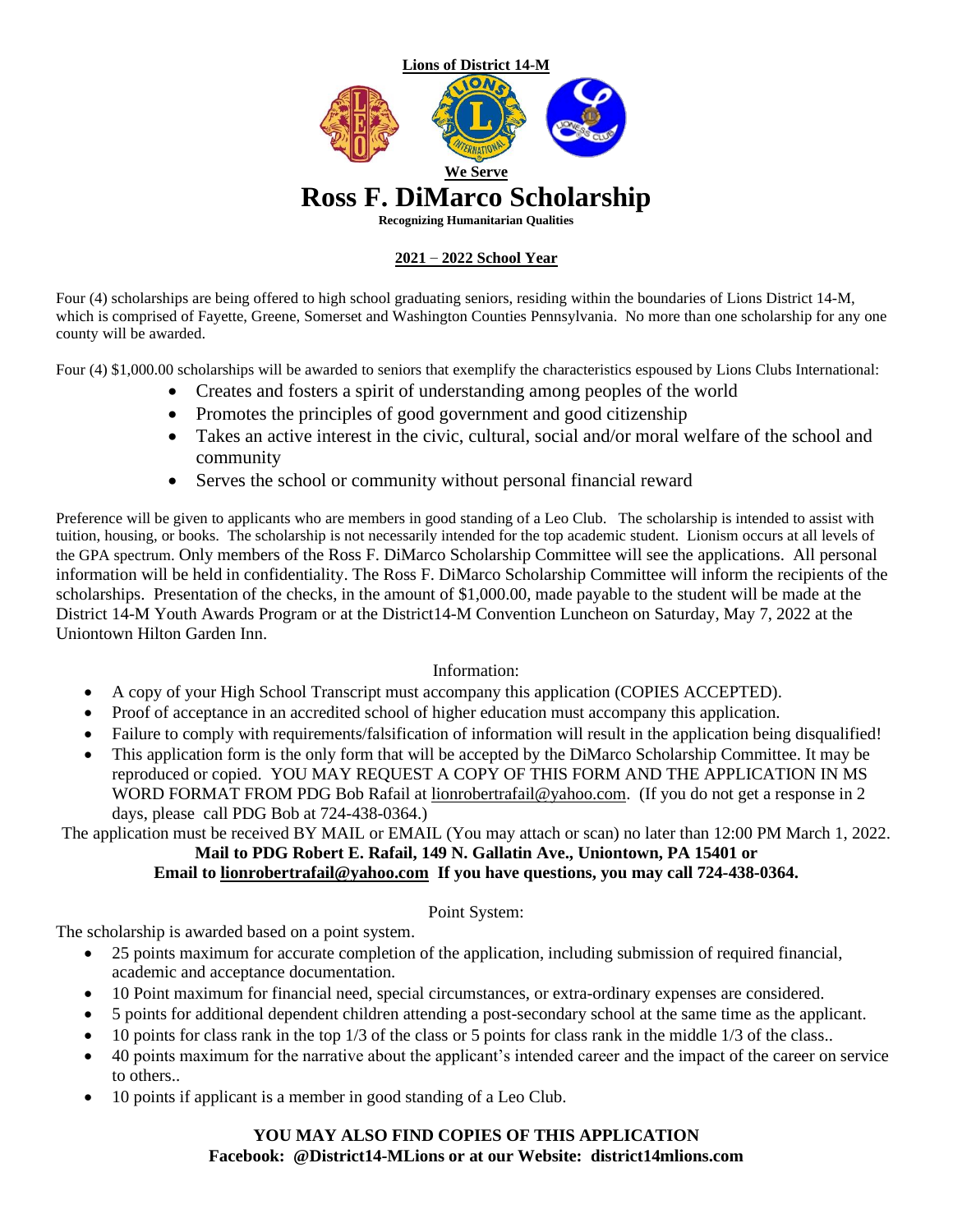**Lions of District 14-M**

**We Serve**

# Ross F. DiMarco Scholarship

**Recognizing Humanitarian Qualities**

**2021 – 2022 School Year**

Four (4) scholarships are being offered to high school graduating seniors, residing within the boundaries of Lions District 14-M, which is comprised of Fayette, Greene, Somerset and Washington Counties Pennsylvania. No more than one scholarship for any one county will be awarded.

Four (4) $1,000.00 scholarships will be awarded to seniors that exemplify the characteristics espoused by Lions Clubs International:

- Creates and fosters a spirit of understanding among peoples of the world
- Promotes the principles of good government and good citizenship
- Takes an active interest in the civic, cultural, social and/or moral welfare of the school and community
- Serves the school or community without personal financial reward

Preference will be given to applicants who are members in good standing of a Leo Club. The scholarship is intended to assist with tuition, housing, or books. The scholarship is not necessarily intended for the top academic student. Lionism occurs at all levels of the GPA spectrum. Only members of the Ross F. DiMarco Scholarship Committee will see the applications. All personal information will be held in confidentiality. The Ross F. DiMarco Scholarship Committee will inform the recipients of the scholarships. Presentation of the checks, in the amount of $1,000.00, made payable to the student will be made at the District 14-M Youth Awards Program or at the District14-M Convention Luncheon on Saturday, May 7, 2022 at the Uniontown Hilton Garden Inn.

Information:

- A copy of your High School Transcript must accompany this application (COPIES ACCEPTED).
- Proof of acceptance in an accredited school of higher education must accompany this application.
- Failure to comply with requirements/falsification of information will result in the application being disqualified!
- This application form is the only form that will be accepted by the DiMarco Scholarship Committee. It may be reproduced or copied. YOU MAY REQUEST A COPY OF THIS FORM AND THE APPLICATION IN MS WORD FORMAT FROM PDG Bob Rafail at lionrobertrafail@yahoo.com. (If you do not get a response in 2 days, please call PDG Bob at 724-438-0364.)

The application must be received BY MAIL or EMAIL (You may attach or scan) no later than 12:00 PM March 1, 2022.

**Mail to PDG Robert E. Rafail, 149 N. Gallatin Ave., Uniontown, PA 15401 or**
**Email to lionrobertrafail@yahoo.com If you have questions, you may call 724-438-0364.**

Point System:

The scholarship is awarded based on a point system.

- 25 points maximum for accurate completion of the application, including submission of required financial, academic and acceptance documentation.
- 10 Point maximum for financial need, special circumstances, or extra-ordinary expenses are considered.
- 5 points for additional dependent children attending a post-secondary school at the same time as the applicant.
- 10 points for class rank in the top 1/3 of the class or 5 points for class rank in the middle 1/3 of the class..
- 40 points maximum for the narrative about the applicant's intended career and the impact of the career on service to others..
- 10 points if applicant is a member in good standing of a Leo Club.

**YOU MAY ALSO FIND COPIES OF THIS APPLICATION**
**Facebook: @District14-MLions or at our Website: district14mlions.com**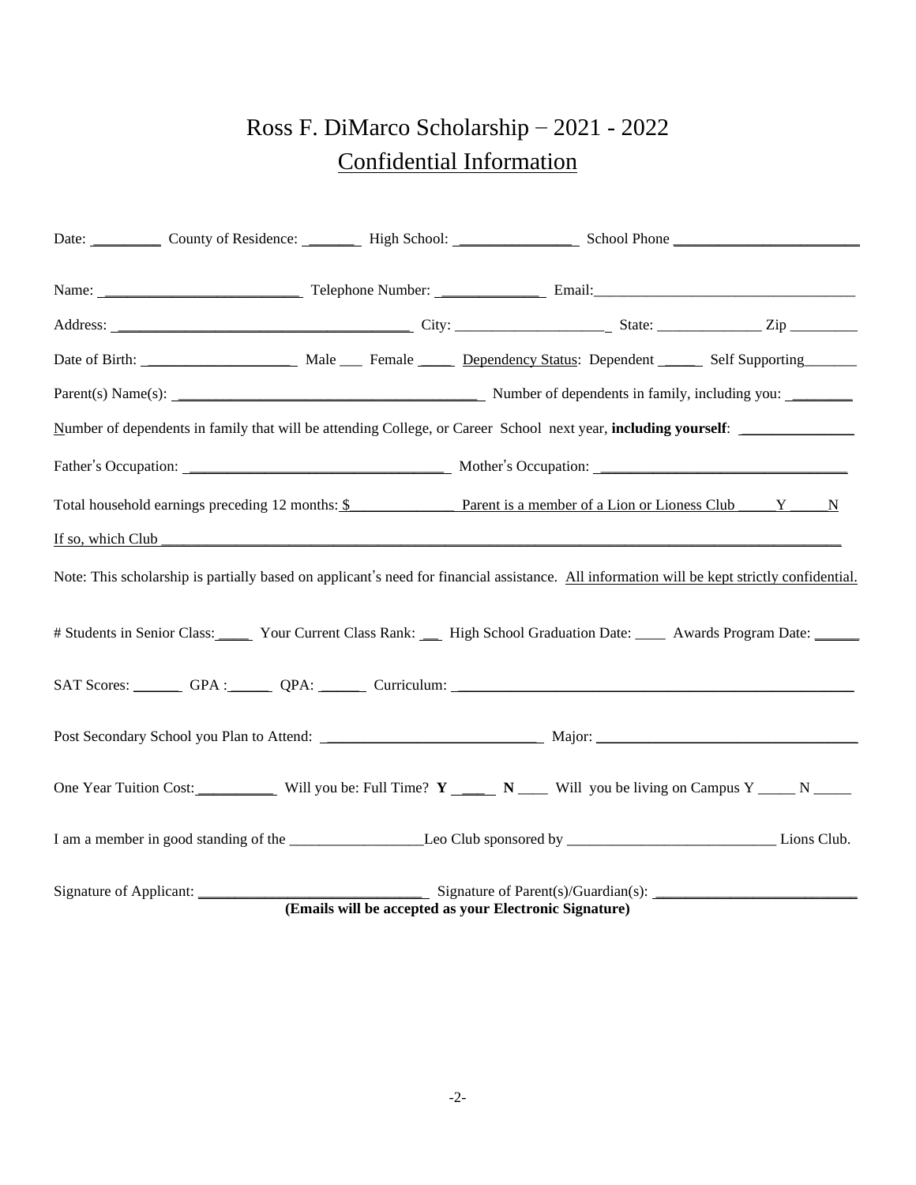# Ross F. DiMarco Scholarship – 2021 - 2022

## Confidential Information

Date: _________ County of Residence: _______ High School: _______________ School Phone _________________________

Name: ___________________________ Telephone Number: ______________ Email:___________________________________

Address: ________________________________________ City: ____________________ State: ______________ Zip _________

Date of Birth: ____________________ Male ___ Female _____ Dependency Status: Dependent _____ Self Supporting_______

Parent(s) Name(s): __________________________________________ Number of dependents in family, including you: ________

Number of dependents in family that will be attending College, or Career School next year, **including yourself**: _______________

Father's Occupation: ___________________________________ Mother's Occupation: _________________________________

Total household earnings preceding 12 months: $______________ Parent is a member of a Lion or Lioness Club _____Y _____N

If so, which Club ___________________________________________________________________________________________

Note: This scholarship is partially based on applicant's need for financial assistance. All information will be kept strictly confidential.

# Students in Senior Class:_____ Your Current Class Rank: __ High School Graduation Date: ____ Awards Program Date: ______

SAT Scores: _______ GPA :______ QPA: ______ Curriculum: _______________________________________________________

Post Secondary School you Plan to Attend: _____________________________ Major: ____________________________________

One Year Tuition Cost:___________ Will you be: Full Time? **Y** _____ **N** ____ Will you be living on Campus Y _____ N _____

I am a member in good standing of the __________________Leo Club sponsored by ____________________________ Lions Club.

Signature of Applicant: _______________________________ Signature of Parent(s)/Guardian(s): ___________________________

**(Emails will be accepted as your Electronic Signature)**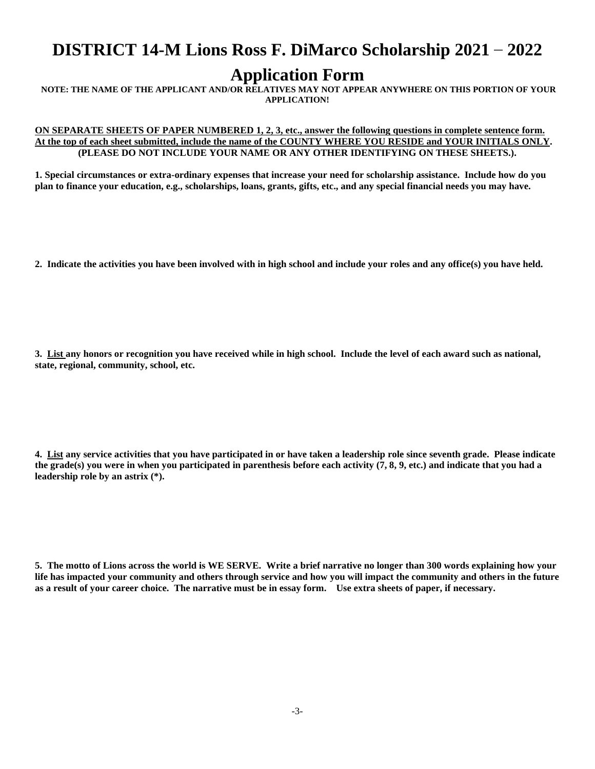# DISTRICT 14-M Lions Ross F. DiMarco Scholarship 2021 – 2022

# Application Form

**NOTE: THE NAME OF THE APPLICANT AND/OR RELATIVES MAY NOT APPEAR ANYWHERE ON THIS PORTION OF YOUR APPLICATION!**

**<u>ON SEPARATE SHEETS OF PAPER NUMBERED 1, 2, 3, etc., answer the following questions in complete sentence form. At the top of each sheet submitted, include the name of the COUNTY WHERE YOU RESIDE and YOUR INITIALS ONLY</u>. (PLEASE DO NOT INCLUDE YOUR NAME OR ANY OTHER IDENTIFYING ON THESE SHEETS.).**

**1. Special circumstances or extra-ordinary expenses that increase your need for scholarship assistance. Include how do you plan to finance your education, e.g., scholarships, loans, grants, gifts, etc., and any special financial needs you may have.**

**2. Indicate the activities you have been involved with in high school and include your roles and any office(s) you have held.**

**3. <u>List</u> any honors or recognition you have received while in high school. Include the level of each award such as national, state, regional, community, school, etc.**

**4. <u>List</u> any service activities that you have participated in or have taken a leadership role since seventh grade. Please indicate the grade(s) you were in when you participated in parenthesis before each activity (7, 8, 9, etc.) and indicate that you had a leadership role by an astrix (*).**

**5. The motto of Lions across the world is WE SERVE. Write a brief narrative no longer than 300 words explaining how your life has impacted your community and others through service and how you will impact the community and others in the future as a result of your career choice. The narrative must be in essay form. Use extra sheets of paper, if necessary.**